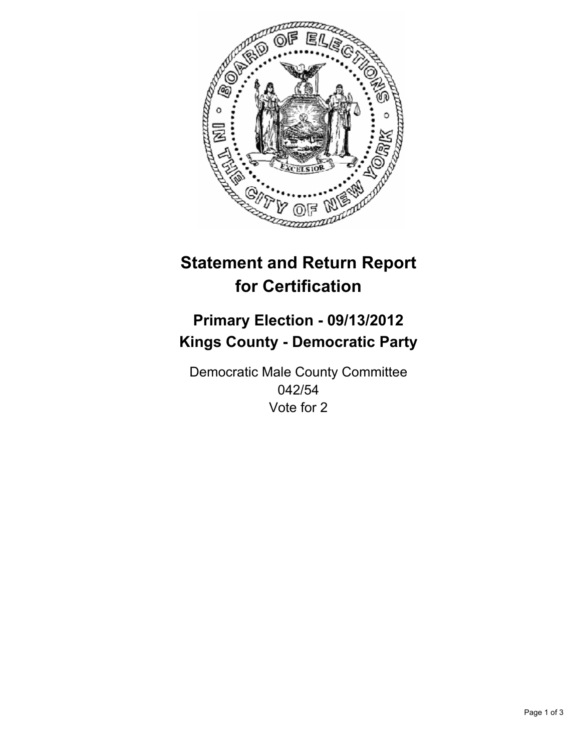# Statement and Return Report for Certification

## Primary Election - 09/13/2012
## Kings County - Democratic Party

Democratic Male County Committee
042/54
Vote for 2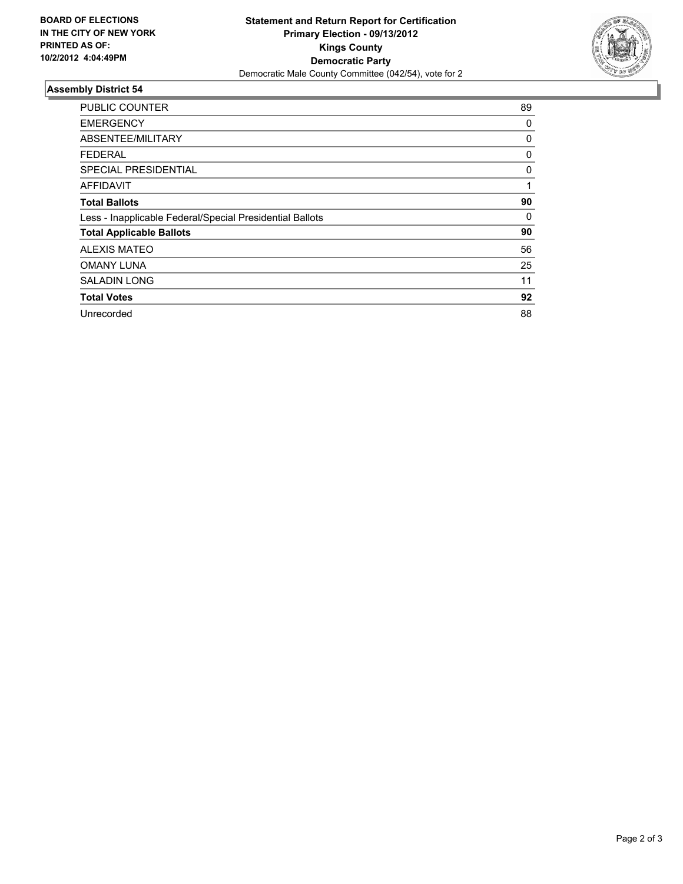**BOARD OF ELECTIONS IN THE CITY OF NEW YORK PRINTED AS OF: 10/2/2012 4:04:49PM**

**Statement and Return Report for Certification**
**Primary Election - 09/13/2012**
**Kings County**
**Democratic Party**
Democratic Male County Committee (042/54), vote for 2

## Assembly District 54

| | |
|---|---|
| PUBLIC COUNTER | 89 |
| EMERGENCY | 0 |
| ABSENTEE/MILITARY | 0 |
| FEDERAL | 0 |
| SPECIAL PRESIDENTIAL | 0 |
| AFFIDAVIT | 1 |
| **Total Ballots** | **90** |
| Less - Inapplicable Federal/Special Presidential Ballots | 0 |
| **Total Applicable Ballots** | **90** |
| ALEXIS MATEO | 56 |
| OMANY LUNA | 25 |
| SALADIN LONG | 11 |
| **Total Votes** | **92** |
| Unrecorded | 88 |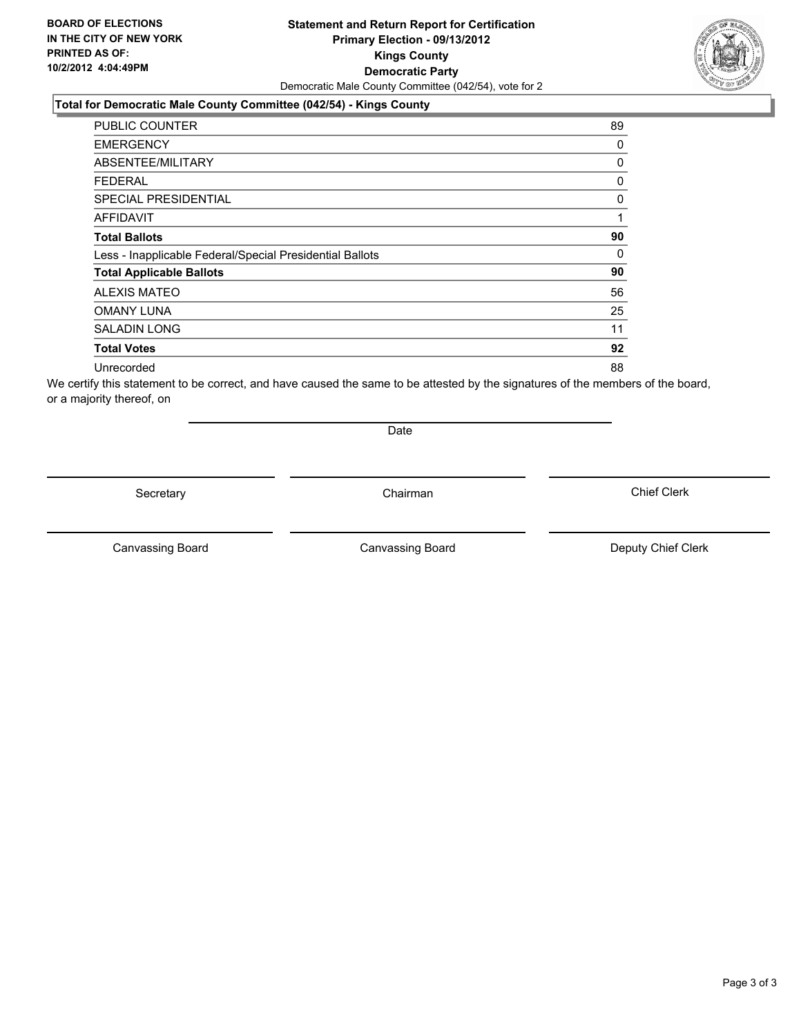**BOARD OF ELECTIONS IN THE CITY OF NEW YORK**
**PRINTED AS OF: 10/2/2012 4:04:49PM**

# Statement and Return Report for Certification
## Primary Election - 09/13/2012
## Kings County
## Democratic Party

Democratic Male County Committee (042/54), vote for 2

### Total for Democratic Male County Committee (042/54) - Kings County

| | |
|---|---|
| PUBLIC COUNTER | 89 |
| EMERGENCY | 0 |
| ABSENTEE/MILITARY | 0 |
| FEDERAL | 0 |
| SPECIAL PRESIDENTIAL | 0 |
| AFFIDAVIT | 1 |
| **Total Ballots** | **90** |
| Less - Inapplicable Federal/Special Presidential Ballots | 0 |
| **Total Applicable Ballots** | **90** |
| ALEXIS MATEO | 56 |
| OMANY LUNA | 25 |
| SALADIN LONG | 11 |
| **Total Votes** | **92** |
| Unrecorded | 88 |

We certify this statement to be correct, and have caused the same to be attested by the signatures of the members of the board, or a majority thereof, on

Date

Secretary

Chairman

Chief Clerk

Canvassing Board

Canvassing Board

Deputy Chief Clerk